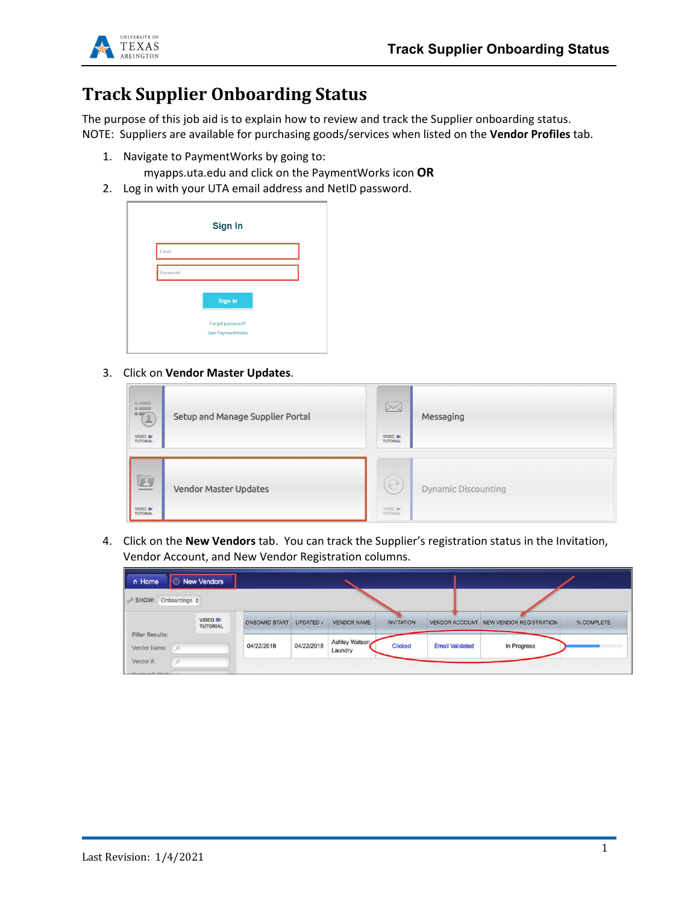# Track Supplier Onboarding Status

The purpose of this job aid is to explain how to review and track the Supplier onboarding status.
NOTE: Suppliers are available for purchasing goods/services when listed on the **Vendor Profiles** tab.

1. Navigate to PaymentWorks by going to:
   myapps.uta.edu and click on the PaymentWorks icon **OR**
2. Log in with your UTA email address and NetID password.
3. Click on **Vendor Master Updates**.
4. Click on the **New Vendors** tab. You can track the Supplier's registration status in the Invitation, Vendor Account, and New Vendor Registration columns.

Last Revision: 1/4/2021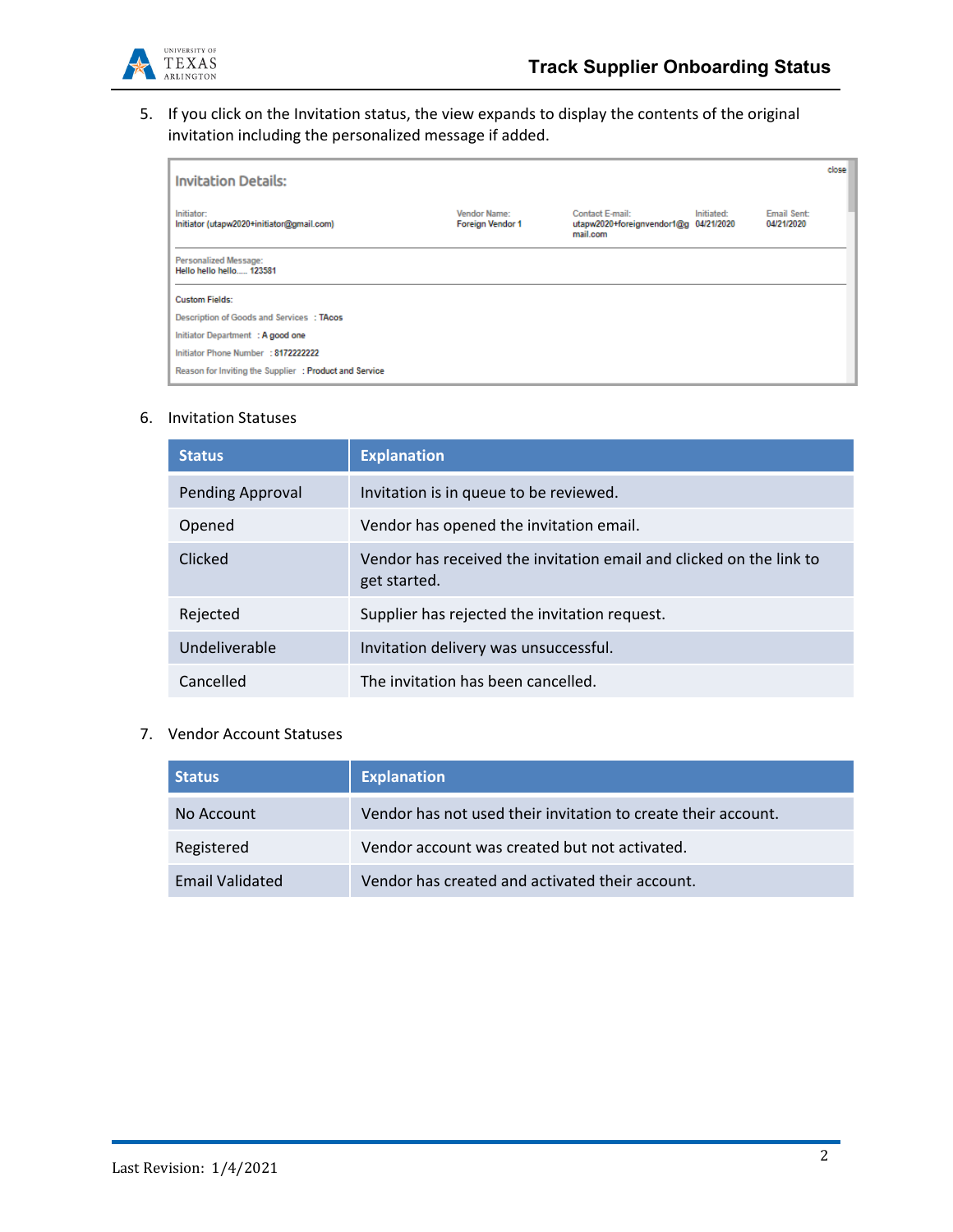5. If you click on the Invitation status, the view expands to display the contents of the original invitation including the personalized message if added.

**Invitation Details:**

close

| Initiator: | Vendor Name: | Contact E-mail: | Initiated: | Email Sent: |
|---|---|---|---|---|
| Initiator (utapw2020+initiator@gmail.com) | Foreign Vendor 1 | utapw2020+foreignvendor1@gmail.com | 04/21/2020 | 04/21/2020 |

Personalized Message:
Hello hello hello..... 123581

Custom Fields:

Description of Goods and Services : TAcos

Initiator Department : A good one

Initiator Phone Number : 8172222222

Reason for Inviting the Supplier : Product and Service

6. Invitation Statuses

| Status | Explanation |
|---|---|
| Pending Approval | Invitation is in queue to be reviewed. |
| Opened | Vendor has opened the invitation email. |
| Clicked | Vendor has received the invitation email and clicked on the link to get started. |
| Rejected | Supplier has rejected the invitation request. |
| Undeliverable | Invitation delivery was unsuccessful. |
| Cancelled | The invitation has been cancelled. |

7. Vendor Account Statuses

| Status | Explanation |
|---|---|
| No Account | Vendor has not used their invitation to create their account. |
| Registered | Vendor account was created but not activated. |
| Email Validated | Vendor has created and activated their account. |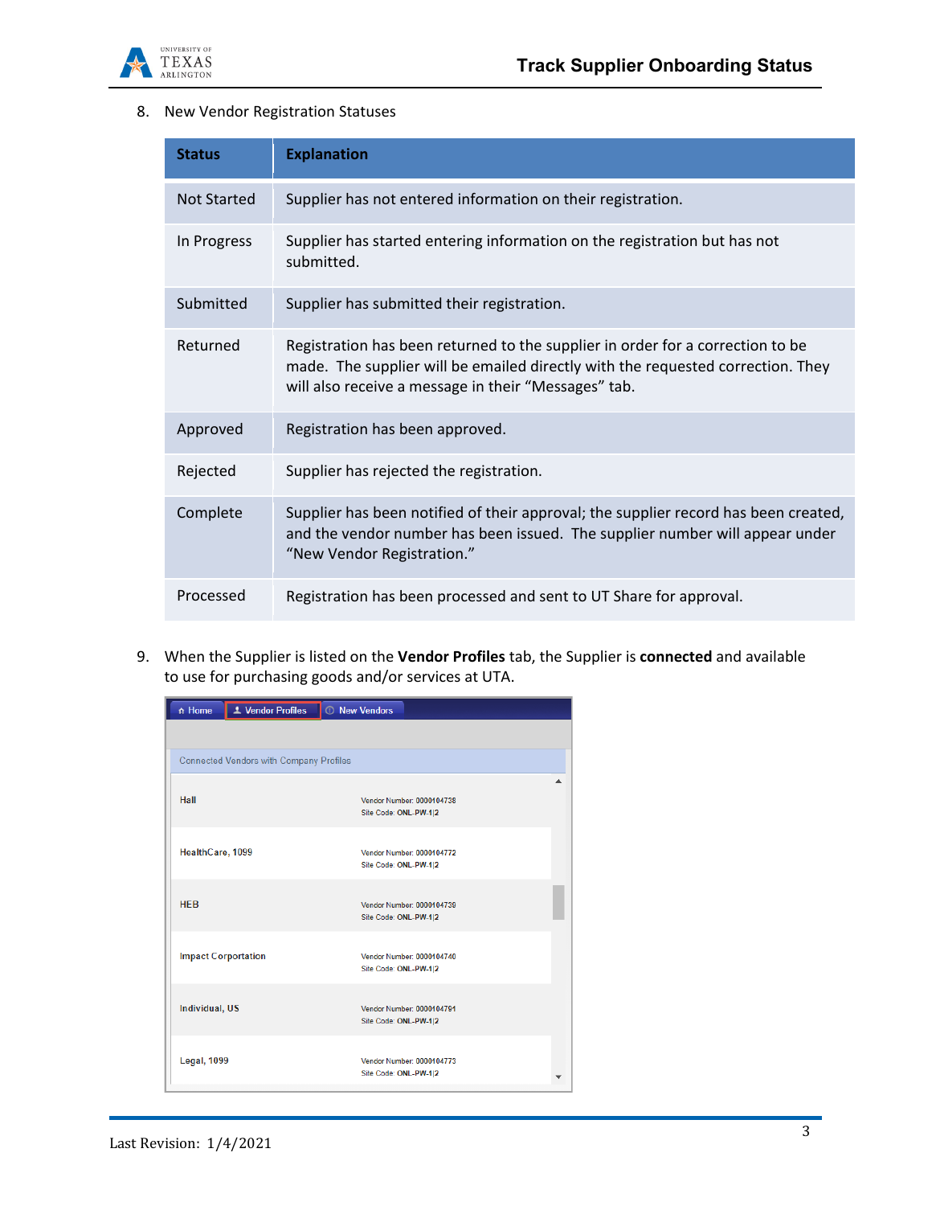8. New Vendor Registration Statuses

| Status | Explanation |
|---|---|
| Not Started | Supplier has not entered information on their registration. |
| In Progress | Supplier has started entering information on the registration but has not submitted. |
| Submitted | Supplier has submitted their registration. |
| Returned | Registration has been returned to the supplier in order for a correction to be made. The supplier will be emailed directly with the requested correction. They will also receive a message in their "Messages" tab. |
| Approved | Registration has been approved. |
| Rejected | Supplier has rejected the registration. |
| Complete | Supplier has been notified of their approval; the supplier record has been created, and the vendor number has been issued. The supplier number will appear under "New Vendor Registration." |
| Processed | Registration has been processed and sent to UT Share for approval. |

9. When the Supplier is listed on the **Vendor Profiles** tab, the Supplier is **connected** and available to use for purchasing goods and/or services at UTA.

Home | Vendor Profiles | New Vendors

Connected Vendors with Company Profiles

| | |
|---|---|
| Hall | Vendor Number: 0000104738<br>Site Code: ONL-PW-1\|2 |
| HealthCare, 1099 | Vendor Number: 0000104772<br>Site Code: ONL-PW-1\|2 |
| HEB | Vendor Number: 0000104739<br>Site Code: ONL-PW-1\|2 |
| Impact Corportation | Vendor Number: 0000104740<br>Site Code: ONL-PW-1\|2 |
| Individual, US | Vendor Number: 0000104791<br>Site Code: ONL-PW-1\|2 |
| Legal, 1099 | Vendor Number: 0000104773<br>Site Code: ONL-PW-1\|2 |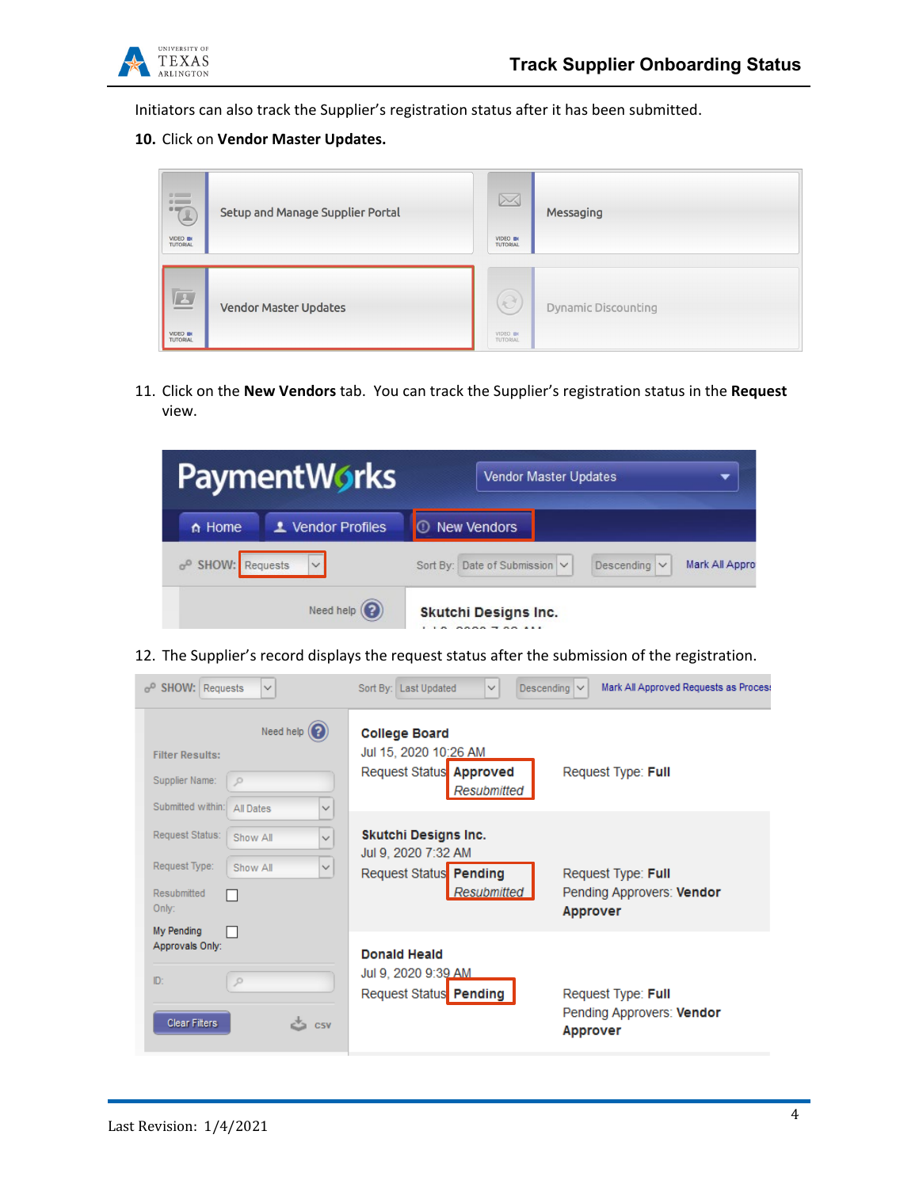Initiators can also track the Supplier's registration status after it has been submitted.

**10.** Click on **Vendor Master Updates.**

11. Click on the **New Vendors** tab. You can track the Supplier's registration status in the **Request** view.

12. The Supplier's record displays the request status after the submission of the registration.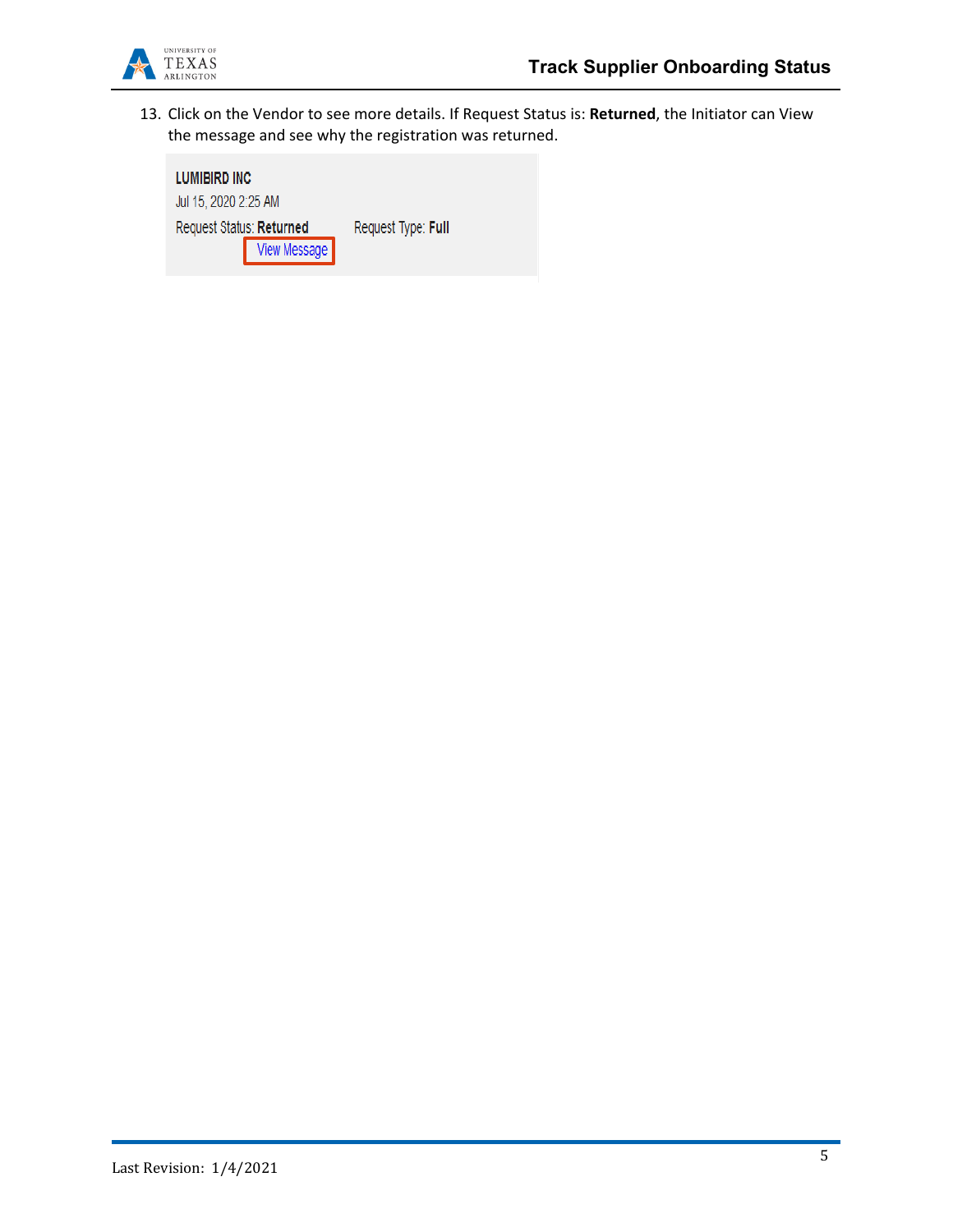13. Click on the Vendor to see more details. If Request Status is: **Returned**, the Initiator can View the message and see why the registration was returned.

**LUMIBIRD INC**

Jul 15, 2020 2:25 AM

Request Status: **Returned** Request Type: **Full**

View Message